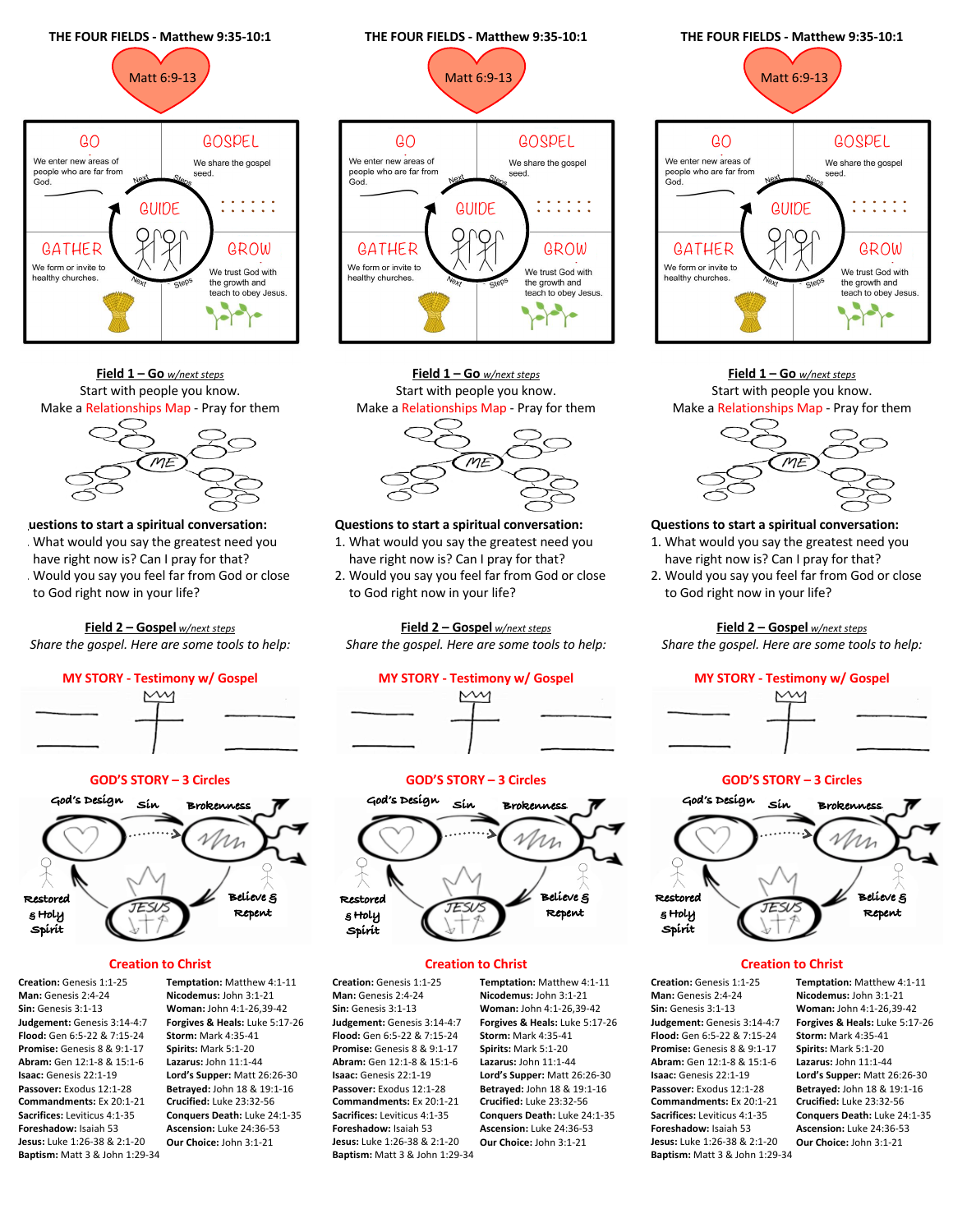**THE FOUR FIELDS - Matthew 9:35-10:1**

Matt 6:9-13

GO
We enter new areas of people who are far from God.

GOSPEL
We share the gospel seed.

GUIDE

GATHER
We form or invite to healthy churches.

GROW
We trust God with the growth and teach to obey Jesus.

Next Steps

Next Steps

**Field 1 – Go** *w/next steps*

Start with people you know.

Make a Relationships Map - Pray for them

ME

**uestions to start a spiritual conversation:**

. What would you say the greatest need you have right now is? Can I pray for that?
. Would you say you feel far from God or close to God right now in your life?

**Field 2 – Gospel** *w/next steps*

*Share the gospel. Here are some tools to help:*

**MY STORY - Testimony w/ Gospel**

**GOD'S STORY – 3 Circles**

God's Design

Sin

Brokenness

Believe & Repent

JESUS

Restored & Holy Spirit

**Creation to Christ**

**Creation:** Genesis 1:1-25
**Man:** Genesis 2:4-24
**Sin:** Genesis 3:1-13
**Judgement:** Genesis 3:14-4:7
**Flood:** Gen 6:5-22 & 7:15-24
**Promise:** Genesis 8 & 9:1-17
**Abram:** Gen 12:1-8 & 15:1-6
**Isaac:** Genesis 22:1-19
**Passover:** Exodus 12:1-28
**Commandments:** Ex 20:1-21
**Sacrifices:** Leviticus 4:1-35
**Foreshadow:** Isaiah 53
**Jesus:** Luke 1:26-38 & 2:1-20
**Baptism:** Matt 3 & John 1:29-34
**Temptation:** Matthew 4:1-11
**Nicodemus:** John 3:1-21
**Woman:** John 4:1-26,39-42
**Forgives & Heals:** Luke 5:17-26
**Storm:** Mark 4:35-41
**Spirits:** Mark 5:1-20
**Lazarus:** John 11:1-44
**Lord's Supper:** Matt 26:26-30
**Betrayed:** John 18 & 19:1-16
**Crucified:** Luke 23:32-56
**Conquers Death:** Luke 24:1-35
**Ascension:** Luke 24:36-53
**Our Choice:** John 3:1-21

**THE FOUR FIELDS - Matthew 9:35-10:1**

Matt 6:9-13

GO
We enter new areas of people who are far from God.

GOSPEL
We share the gospel seed.

GUIDE

GATHER
We form or invite to healthy churches.

GROW
We trust God with the growth and teach to obey Jesus.

Next Steps

Next Steps

**Field 1 – Go** *w/next steps*

Start with people you know.

Make a Relationships Map - Pray for them

ME

**Questions to start a spiritual conversation:**

1. What would you say the greatest need you have right now is? Can I pray for that?
2. Would you say you feel far from God or close to God right now in your life?

**Field 2 – Gospel** *w/next steps*

*Share the gospel. Here are some tools to help:*

**MY STORY - Testimony w/ Gospel**

**GOD'S STORY – 3 Circles**

God's Design

Sin

Brokenness

Believe & Repent

JESUS

Restored & Holy Spirit

**Creation to Christ**

**Creation:** Genesis 1:1-25
**Man:** Genesis 2:4-24
**Sin:** Genesis 3:1-13
**Judgement:** Genesis 3:14-4:7
**Flood:** Gen 6:5-22 & 7:15-24
**Promise:** Genesis 8 & 9:1-17
**Abram:** Gen 12:1-8 & 15:1-6
**Isaac:** Genesis 22:1-19
**Passover:** Exodus 12:1-28
**Commandments:** Ex 20:1-21
**Sacrifices:** Leviticus 4:1-35
**Foreshadow:** Isaiah 53
**Jesus:** Luke 1:26-38 & 2:1-20
**Baptism:** Matt 3 & John 1:29-34
**Temptation:** Matthew 4:1-11
**Nicodemus:** John 3:1-21
**Woman:** John 4:1-26,39-42
**Forgives & Heals:** Luke 5:17-26
**Storm:** Mark 4:35-41
**Spirits:** Mark 5:1-20
**Lazarus:** John 11:1-44
**Lord's Supper:** Matt 26:26-30
**Betrayed:** John 18 & 19:1-16
**Crucified:** Luke 23:32-56
**Conquers Death:** Luke 24:1-35
**Ascension:** Luke 24:36-53
**Our Choice:** John 3:1-21

**THE FOUR FIELDS - Matthew 9:35-10:1**

Matt 6:9-13

GO
We enter new areas of people who are far from God.

GOSPEL
We share the gospel seed.

GUIDE

GATHER
We form or invite to healthy churches.

GROW
We trust God with the growth and teach to obey Jesus.

Next Steps

Next Steps

**Field 1 – Go** *w/next steps*

Start with people you know.

Make a Relationships Map - Pray for them

ME

**Questions to start a spiritual conversation:**

1. What would you say the greatest need you have right now is? Can I pray for that?
2. Would you say you feel far from God or close to God right now in your life?

**Field 2 – Gospel** *w/next steps*

*Share the gospel. Here are some tools to help:*

**MY STORY - Testimony w/ Gospel**

**GOD'S STORY – 3 Circles**

God's Design

Sin

Brokenness

Believe & Repent

JESUS

Restored & Holy Spirit

**Creation to Christ**

**Creation:** Genesis 1:1-25
**Man:** Genesis 2:4-24
**Sin:** Genesis 3:1-13
**Judgement:** Genesis 3:14-4:7
**Flood:** Gen 6:5-22 & 7:15-24
**Promise:** Genesis 8 & 9:1-17
**Abram:** Gen 12:1-8 & 15:1-6
**Isaac:** Genesis 22:1-19
**Passover:** Exodus 12:1-28
**Commandments:** Ex 20:1-21
**Sacrifices:** Leviticus 4:1-35
**Foreshadow:** Isaiah 53
**Jesus:** Luke 1:26-38 & 2:1-20
**Baptism:** Matt 3 & John 1:29-34
**Temptation:** Matthew 4:1-11
**Nicodemus:** John 3:1-21
**Woman:** John 4:1-26,39-42
**Forgives & Heals:** Luke 5:17-26
**Storm:** Mark 4:35-41
**Spirits:** Mark 5:1-20
**Lazarus:** John 11:1-44
**Lord's Supper:** Matt 26:26-30
**Betrayed:** John 18 & 19:1-16
**Crucified:** Luke 23:32-56
**Conquers Death:** Luke 24:1-35
**Ascension:** Luke 24:36-53
**Our Choice:** John 3:1-21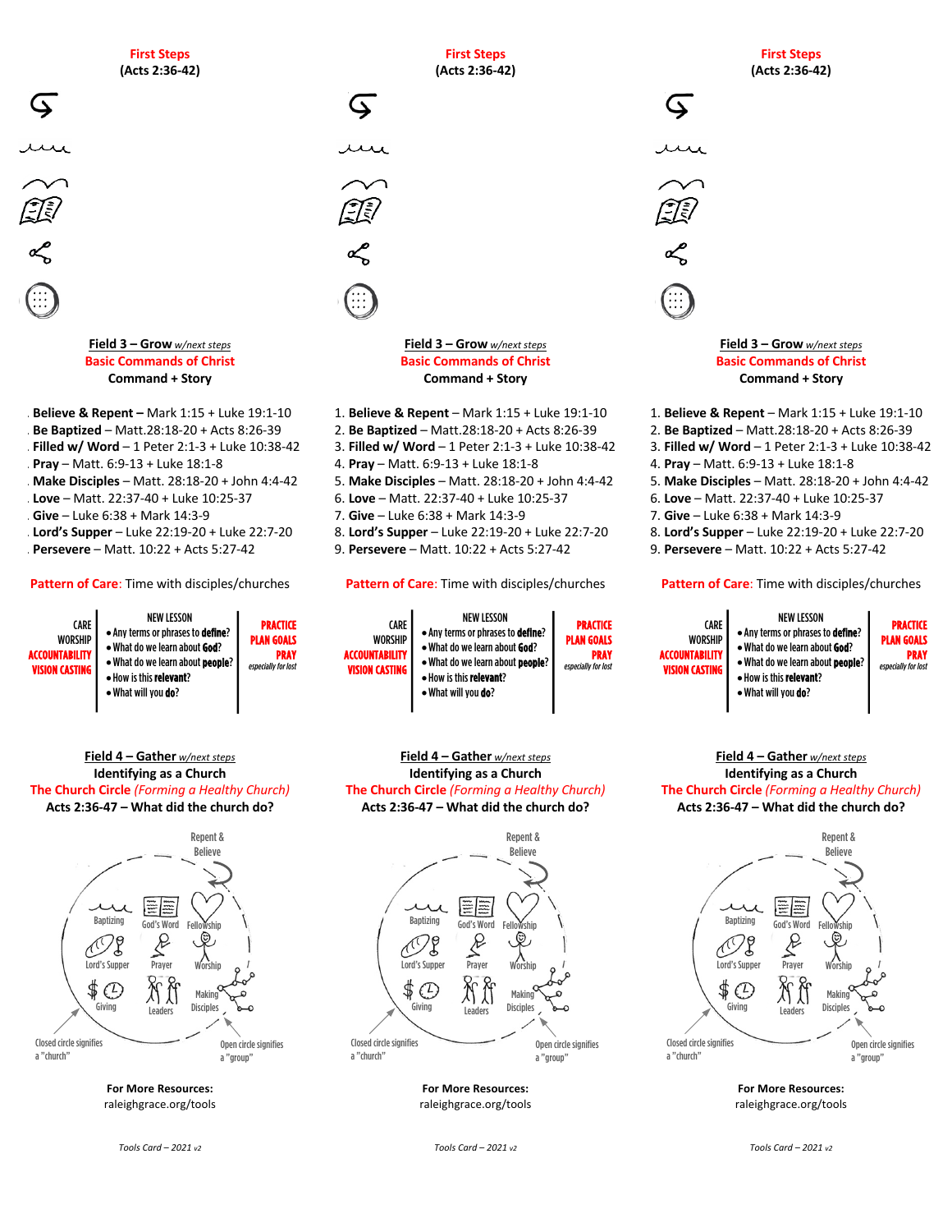**First Steps**
**(Acts 2:36-42)**

**Field 3 – Grow** *w/next steps*
**Basic Commands of Christ**
**Command + Story**

1. **Believe & Repent** – Mark 1:15 + Luke 19:1-10
2. **Be Baptized** – Matt.28:18-20 + Acts 8:26-39
3. **Filled w/ Word** – 1 Peter 2:1-3 + Luke 10:38-42
4. **Pray** – Matt. 6:9-13 + Luke 18:1-8
5. **Make Disciples** – Matt. 28:18-20 + John 4:4-42
6. **Love** – Matt. 22:37-40 + Luke 10:25-37
7. **Give** – Luke 6:38 + Mark 14:3-9
8. **Lord's Supper** – Luke 22:19-20 + Luke 22:7-20
9. **Persevere** – Matt. 10:22 + Acts 5:27-42

**Pattern of Care**: Time with disciples/churches

| | | |
|---|---|---|
| CARE<br>WORSHIP<br>ACCOUNTABILITY<br>VISION CASTING | NEW LESSON<br>• Any terms or phrases to **define**?<br>• What do we learn about **God**?<br>• What do we learn about **people**?<br>• How is this **relevant**?<br>• What will you **do**? | PRACTICE<br>PLAN GOALS<br>PRAY<br>*especially for lost* |

**Field 4 – Gather** *w/next steps*
**Identifying as a Church**
**The Church Circle** *(Forming a Healthy Church)*
**Acts 2:36-47 – What did the church do?**

Repent & Believe
Baptizing
God's Word
Fellowship
Lord's Supper
Prayer
Worship
Giving
Leaders
Making Disciples
Closed circle signifies a "church"
Open circle signifies a "group"

**For More Resources:**
raleighgrace.org/tools

*Tools Card – 2021 v2*